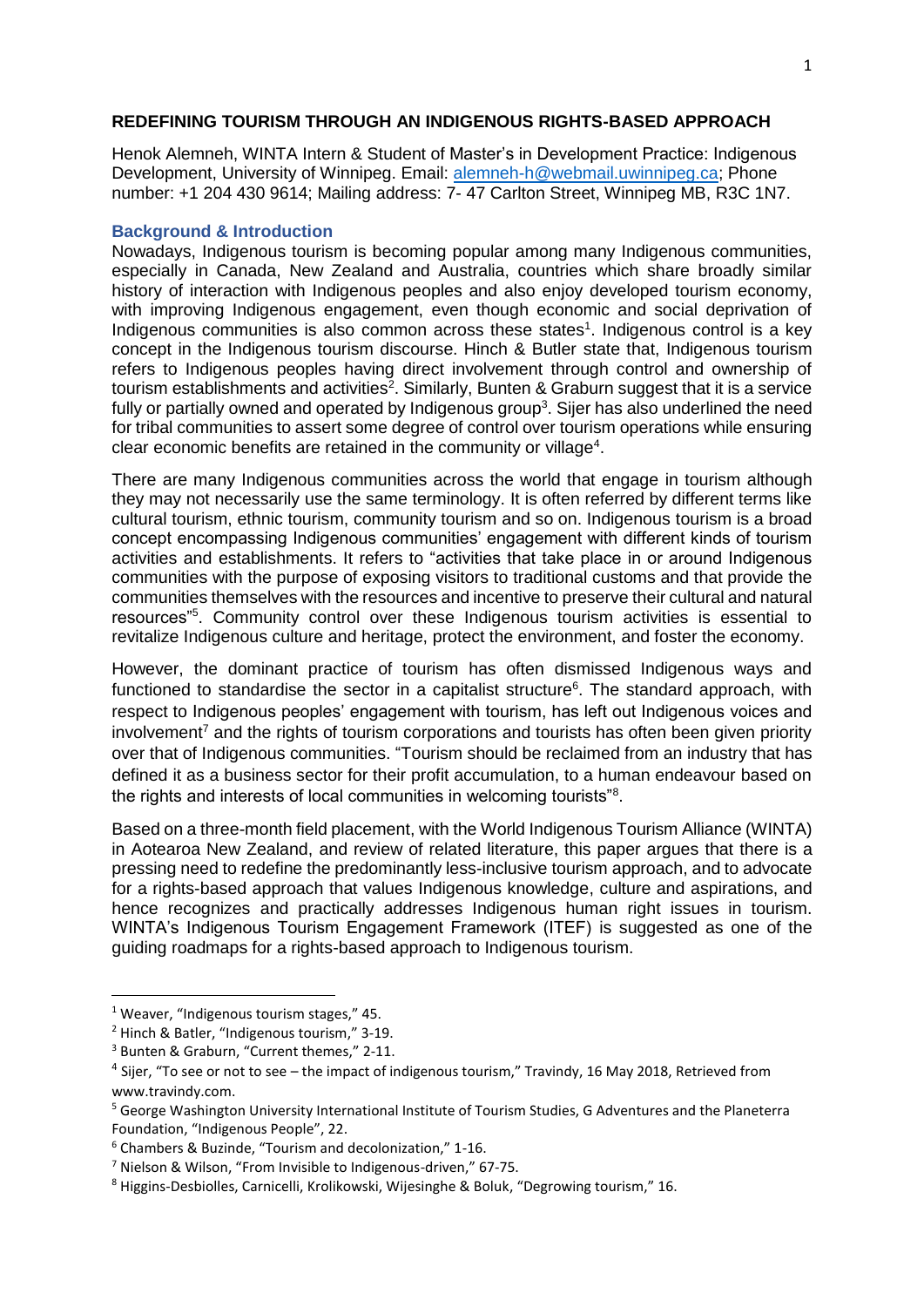# REDEFINING TOURISM THROUGH AN INDIGENOUS RIGHTS-BASED APPROACH

Henok Alemneh, WINTA Intern & Student of Master's in Development Practice: Indigenous Development, University of Winnipeg. Email: alemneh-h@webmail.uwinnipeg.ca; Phone number: +1 204 430 9614; Mailing address: 7- 47 Carlton Street, Winnipeg MB, R3C 1N7.

## Background & Introduction

Nowadays, Indigenous tourism is becoming popular among many Indigenous communities, especially in Canada, New Zealand and Australia, countries which share broadly similar history of interaction with Indigenous peoples and also enjoy developed tourism economy, with improving Indigenous engagement, even though economic and social deprivation of Indigenous communities is also common across these states[1]. Indigenous control is a key concept in the Indigenous tourism discourse. Hinch & Butler state that, Indigenous tourism refers to Indigenous peoples having direct involvement through control and ownership of tourism establishments and activities[2]. Similarly, Bunten & Graburn suggest that it is a service fully or partially owned and operated by Indigenous group[3]. Sijer has also underlined the need for tribal communities to assert some degree of control over tourism operations while ensuring clear economic benefits are retained in the community or village[4].

There are many Indigenous communities across the world that engage in tourism although they may not necessarily use the same terminology. It is often referred by different terms like cultural tourism, ethnic tourism, community tourism and so on. Indigenous tourism is a broad concept encompassing Indigenous communities' engagement with different kinds of tourism activities and establishments. It refers to "activities that take place in or around Indigenous communities with the purpose of exposing visitors to traditional customs and that provide the communities themselves with the resources and incentive to preserve their cultural and natural resources"[5]. Community control over these Indigenous tourism activities is essential to revitalize Indigenous culture and heritage, protect the environment, and foster the economy.

However, the dominant practice of tourism has often dismissed Indigenous ways and functioned to standardise the sector in a capitalist structure[6]. The standard approach, with respect to Indigenous peoples' engagement with tourism, has left out Indigenous voices and involvement[7] and the rights of tourism corporations and tourists has often been given priority over that of Indigenous communities. "Tourism should be reclaimed from an industry that has defined it as a business sector for their profit accumulation, to a human endeavour based on the rights and interests of local communities in welcoming tourists"[8].

Based on a three-month field placement, with the World Indigenous Tourism Alliance (WINTA) in Aotearoa New Zealand, and review of related literature, this paper argues that there is a pressing need to redefine the predominantly less-inclusive tourism approach, and to advocate for a rights-based approach that values Indigenous knowledge, culture and aspirations, and hence recognizes and practically addresses Indigenous human right issues in tourism. WINTA's Indigenous Tourism Engagement Framework (ITEF) is suggested as one of the guiding roadmaps for a rights-based approach to Indigenous tourism.

---

[1] Weaver, "Indigenous tourism stages," 45.

[2] Hinch & Batler, "Indigenous tourism," 3-19.

[3] Bunten & Graburn, "Current themes," 2-11.

[4] Sijer, "To see or not to see – the impact of indigenous tourism," Travindy, 16 May 2018, Retrieved from www.travindy.com.

[5] George Washington University International Institute of Tourism Studies, G Adventures and the Planeterra Foundation, "Indigenous People", 22.

[6] Chambers & Buzinde, "Tourism and decolonization," 1-16.

[7] Nielson & Wilson, "From Invisible to Indigenous-driven," 67-75.

[8] Higgins-Desbiolles, Carnicelli, Krolikowski, Wijesinghe & Boluk, "Degrowing tourism," 16.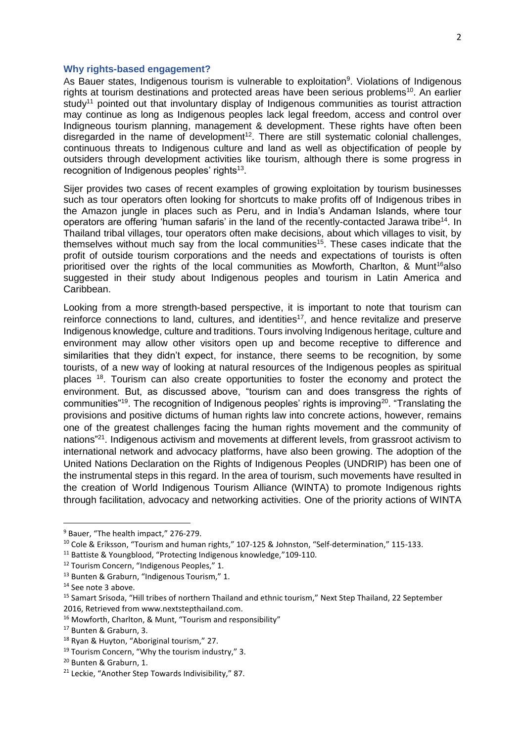### Why rights-based engagement?

As Bauer states, Indigenous tourism is vulnerable to exploitation[9]. Violations of Indigenous rights at tourism destinations and protected areas have been serious problems[10]. An earlier study[11] pointed out that involuntary display of Indigenous communities as tourist attraction may continue as long as Indigenous peoples lack legal freedom, access and control over Indigneous tourism planning, management & development. These rights have often been disregarded in the name of development[12]. There are still systematic colonial challenges, continuous threats to Indigenous culture and land as well as objectification of people by outsiders through development activities like tourism, although there is some progress in recognition of Indigenous peoples' rights[13].

Sijer provides two cases of recent examples of growing exploitation by tourism businesses such as tour operators often looking for shortcuts to make profits off of Indigenous tribes in the Amazon jungle in places such as Peru, and in India's Andaman Islands, where tour operators are offering 'human safaris' in the land of the recently-contacted Jarawa tribe[14]. In Thailand tribal villages, tour operators often make decisions, about which villages to visit, by themselves without much say from the local communities[15]. These cases indicate that the profit of outside tourism corporations and the needs and expectations of tourists is often prioritised over the rights of the local communities as Mowforth, Charlton, & Munt[16]also suggested in their study about Indigenous peoples and tourism in Latin America and Caribbean.

Looking from a more strength-based perspective, it is important to note that tourism can reinforce connections to land, cultures, and identities[17], and hence revitalize and preserve Indigenous knowledge, culture and traditions. Tours involving Indigenous heritage, culture and environment may allow other visitors open up and become receptive to difference and similarities that they didn't expect, for instance, there seems to be recognition, by some tourists, of a new way of looking at natural resources of the Indigenous peoples as spiritual places [18]. Tourism can also create opportunities to foster the economy and protect the environment. But, as discussed above, "tourism can and does transgress the rights of communities"[19]. The recognition of Indigenous peoples' rights is improving[20]. "Translating the provisions and positive dictums of human rights law into concrete actions, however, remains one of the greatest challenges facing the human rights movement and the community of nations"[21]. Indigenous activism and movements at different levels, from grassroot activism to international network and advocacy platforms, have also been growing. The adoption of the United Nations Declaration on the Rights of Indigenous Peoples (UNDRIP) has been one of the instrumental steps in this regard. In the area of tourism, such movements have resulted in the creation of World Indigenous Tourism Alliance (WINTA) to promote Indigenous rights through facilitation, advocacy and networking activities. One of the priority actions of WINTA

---

[9] Bauer, "The health impact," 276-279.

[10] Cole & Eriksson, "Tourism and human rights," 107-125 & Johnston, "Self-determination," 115-133.

[11] Battiste & Youngblood, "Protecting Indigenous knowledge,"109-110.

[12] Tourism Concern, "Indigenous Peoples," 1.

[13] Bunten & Graburn, "Indigenous Tourism," 1.

[14] See note 3 above.

[15] Samart Srisoda, "Hill tribes of northern Thailand and ethnic tourism," Next Step Thailand, 22 September 2016, Retrieved from www.nextstepthailand.com.

[16] Mowforth, Charlton, & Munt, "Tourism and responsibility"

[17] Bunten & Graburn, 3.

[18] Ryan & Huyton, "Aboriginal tourism," 27.

[19] Tourism Concern, "Why the tourism industry," 3.

[20] Bunten & Graburn, 1.

[21] Leckie, "Another Step Towards Indivisibility," 87.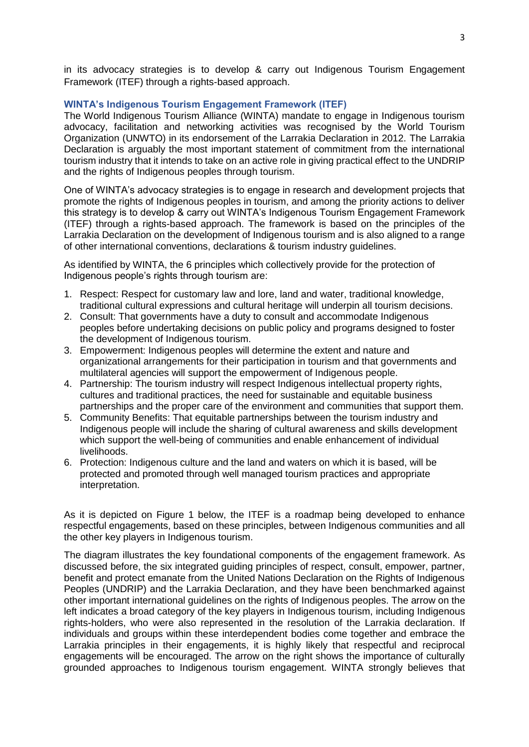in its advocacy strategies is to develop & carry out Indigenous Tourism Engagement Framework (ITEF) through a rights-based approach.

### WINTA's Indigenous Tourism Engagement Framework (ITEF)

The World Indigenous Tourism Alliance (WINTA) mandate to engage in Indigenous tourism advocacy, facilitation and networking activities was recognised by the World Tourism Organization (UNWTO) in its endorsement of the Larrakia Declaration in 2012. The Larrakia Declaration is arguably the most important statement of commitment from the international tourism industry that it intends to take on an active role in giving practical effect to the UNDRIP and the rights of Indigenous peoples through tourism.

One of WINTA's advocacy strategies is to engage in research and development projects that promote the rights of Indigenous peoples in tourism, and among the priority actions to deliver this strategy is to develop & carry out WINTA's Indigenous Tourism Engagement Framework (ITEF) through a rights-based approach. The framework is based on the principles of the Larrakia Declaration on the development of Indigenous tourism and is also aligned to a range of other international conventions, declarations & tourism industry guidelines.

As identified by WINTA, the 6 principles which collectively provide for the protection of Indigenous people's rights through tourism are:

1. Respect: Respect for customary law and lore, land and water, traditional knowledge, traditional cultural expressions and cultural heritage will underpin all tourism decisions.
2. Consult: That governments have a duty to consult and accommodate Indigenous peoples before undertaking decisions on public policy and programs designed to foster the development of Indigenous tourism.
3. Empowerment: Indigenous peoples will determine the extent and nature and organizational arrangements for their participation in tourism and that governments and multilateral agencies will support the empowerment of Indigenous people.
4. Partnership: The tourism industry will respect Indigenous intellectual property rights, cultures and traditional practices, the need for sustainable and equitable business partnerships and the proper care of the environment and communities that support them.
5. Community Benefits: That equitable partnerships between the tourism industry and Indigenous people will include the sharing of cultural awareness and skills development which support the well-being of communities and enable enhancement of individual livelihoods.
6. Protection: Indigenous culture and the land and waters on which it is based, will be protected and promoted through well managed tourism practices and appropriate interpretation.

As it is depicted on Figure 1 below, the ITEF is a roadmap being developed to enhance respectful engagements, based on these principles, between Indigenous communities and all the other key players in Indigenous tourism.

The diagram illustrates the key foundational components of the engagement framework. As discussed before, the six integrated guiding principles of respect, consult, empower, partner, benefit and protect emanate from the United Nations Declaration on the Rights of Indigenous Peoples (UNDRIP) and the Larrakia Declaration, and they have been benchmarked against other important international guidelines on the rights of Indigenous peoples. The arrow on the left indicates a broad category of the key players in Indigenous tourism, including Indigenous rights-holders, who were also represented in the resolution of the Larrakia declaration. If individuals and groups within these interdependent bodies come together and embrace the Larrakia principles in their engagements, it is highly likely that respectful and reciprocal engagements will be encouraged. The arrow on the right shows the importance of culturally grounded approaches to Indigenous tourism engagement. WINTA strongly believes that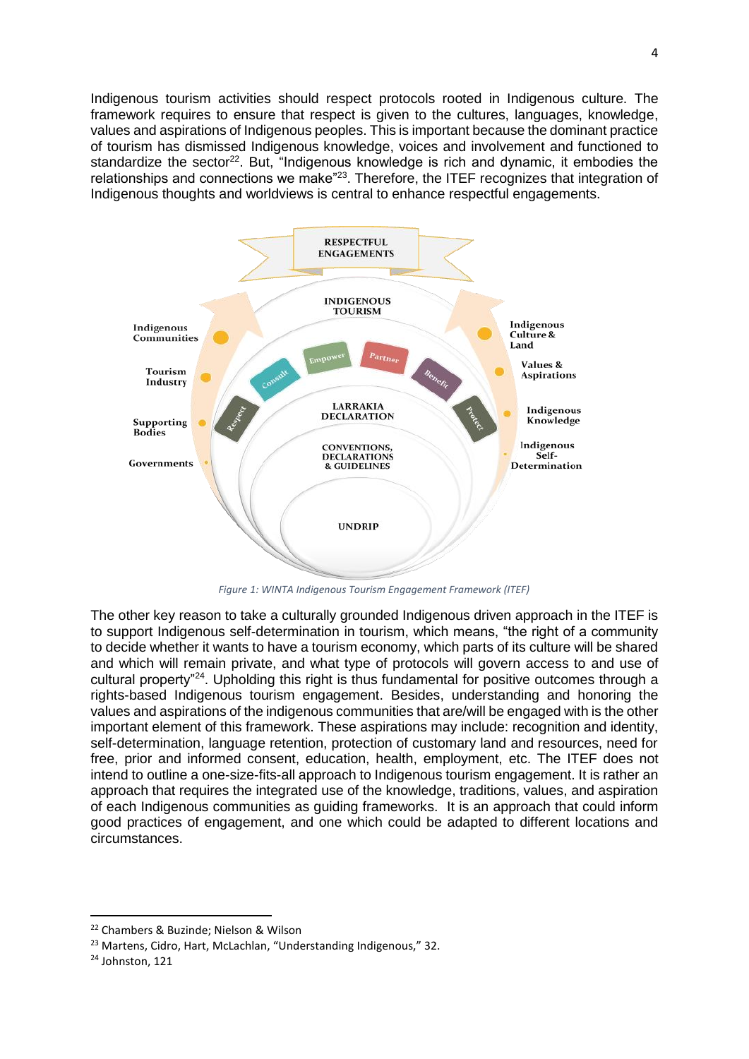Indigenous tourism activities should respect protocols rooted in Indigenous culture. The framework requires to ensure that respect is given to the cultures, languages, knowledge, values and aspirations of Indigenous peoples. This is important because the dominant practice of tourism has dismissed Indigenous knowledge, voices and involvement and functioned to standardize the sector[22]. But, "Indigenous knowledge is rich and dynamic, it embodies the relationships and connections we make"[23]. Therefore, the ITEF recognizes that integration of Indigenous thoughts and worldviews is central to enhance respectful engagements.

RESPECTFUL ENGAGEMENTS

INDIGENOUS TOURISM

Indigenous Communities

Tourism Industry

Supporting Bodies

Governments

Respect

Consult

Empower

Partner

Benefit

Protect

Indigenous Culture & Land

Values & Aspirations

Indigenous Knowledge

Indigenous Self-Determination

LARRAKIA DECLARATION

CONVENTIONS, DECLARATIONS & GUIDELINES

UNDRIP

*Figure 1: WINTA Indigenous Tourism Engagement Framework (ITEF)*

The other key reason to take a culturally grounded Indigenous driven approach in the ITEF is to support Indigenous self-determination in tourism, which means, "the right of a community to decide whether it wants to have a tourism economy, which parts of its culture will be shared and which will remain private, and what type of protocols will govern access to and use of cultural property"[24]. Upholding this right is thus fundamental for positive outcomes through a rights-based Indigenous tourism engagement. Besides, understanding and honoring the values and aspirations of the indigenous communities that are/will be engaged with is the other important element of this framework. These aspirations may include: recognition and identity, self-determination, language retention, protection of customary land and resources, need for free, prior and informed consent, education, health, employment, etc. The ITEF does not intend to outline a one-size-fits-all approach to Indigenous tourism engagement. It is rather an approach that requires the integrated use of the knowledge, traditions, values, and aspiration of each Indigenous communities as guiding frameworks. It is an approach that could inform good practices of engagement, and one which could be adapted to different locations and circumstances.

---

[22] Chambers & Buzinde; Nielson & Wilson

[23] Martens, Cidro, Hart, McLachlan, "Understanding Indigenous," 32.

[24] Johnston, 121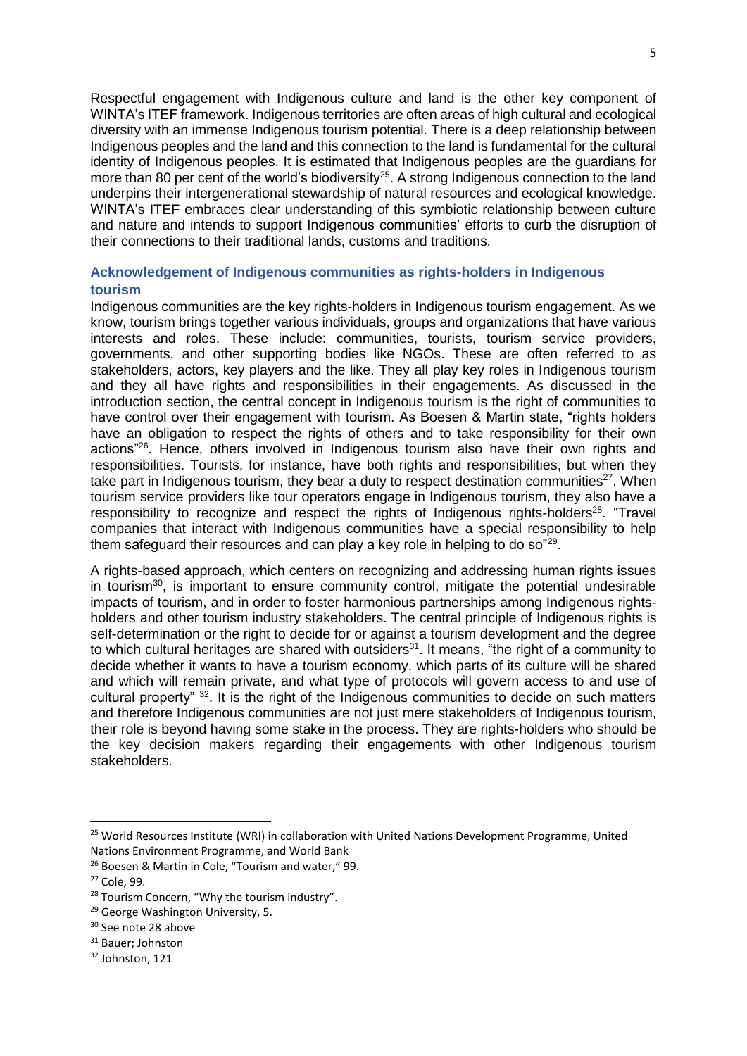Respectful engagement with Indigenous culture and land is the other key component of WINTA's ITEF framework. Indigenous territories are often areas of high cultural and ecological diversity with an immense Indigenous tourism potential. There is a deep relationship between Indigenous peoples and the land and this connection to the land is fundamental for the cultural identity of Indigenous peoples. It is estimated that Indigenous peoples are the guardians for more than 80 per cent of the world's biodiversity[25]. A strong Indigenous connection to the land underpins their intergenerational stewardship of natural resources and ecological knowledge. WINTA's ITEF embraces clear understanding of this symbiotic relationship between culture and nature and intends to support Indigenous communities' efforts to curb the disruption of their connections to their traditional lands, customs and traditions.

### Acknowledgement of Indigenous communities as rights-holders in Indigenous tourism

Indigenous communities are the key rights-holders in Indigenous tourism engagement. As we know, tourism brings together various individuals, groups and organizations that have various interests and roles. These include: communities, tourists, tourism service providers, governments, and other supporting bodies like NGOs. These are often referred to as stakeholders, actors, key players and the like. They all play key roles in Indigenous tourism and they all have rights and responsibilities in their engagements. As discussed in the introduction section, the central concept in Indigenous tourism is the right of communities to have control over their engagement with tourism. As Boesen & Martin state, "rights holders have an obligation to respect the rights of others and to take responsibility for their own actions"[26]. Hence, others involved in Indigenous tourism also have their own rights and responsibilities. Tourists, for instance, have both rights and responsibilities, but when they take part in Indigenous tourism, they bear a duty to respect destination communities[27]. When tourism service providers like tour operators engage in Indigenous tourism, they also have a responsibility to recognize and respect the rights of Indigenous rights-holders[28]. "Travel companies that interact with Indigenous communities have a special responsibility to help them safeguard their resources and can play a key role in helping to do so"[29].

A rights-based approach, which centers on recognizing and addressing human rights issues in tourism[30], is important to ensure community control, mitigate the potential undesirable impacts of tourism, and in order to foster harmonious partnerships among Indigenous rights-holders and other tourism industry stakeholders. The central principle of Indigenous rights is self-determination or the right to decide for or against a tourism development and the degree to which cultural heritages are shared with outsiders[31]. It means, "the right of a community to decide whether it wants to have a tourism economy, which parts of its culture will be shared and which will remain private, and what type of protocols will govern access to and use of cultural property" [32]. It is the right of the Indigenous communities to decide on such matters and therefore Indigenous communities are not just mere stakeholders of Indigenous tourism, their role is beyond having some stake in the process. They are rights-holders who should be the key decision makers regarding their engagements with other Indigenous tourism stakeholders.

---

[25] World Resources Institute (WRI) in collaboration with United Nations Development Programme, United Nations Environment Programme, and World Bank

[26] Boesen & Martin in Cole, "Tourism and water," 99.

[27] Cole, 99.

[28] Tourism Concern, "Why the tourism industry".

[29] George Washington University, 5.

[30] See note 28 above

[31] Bauer; Johnston

[32] Johnston, 121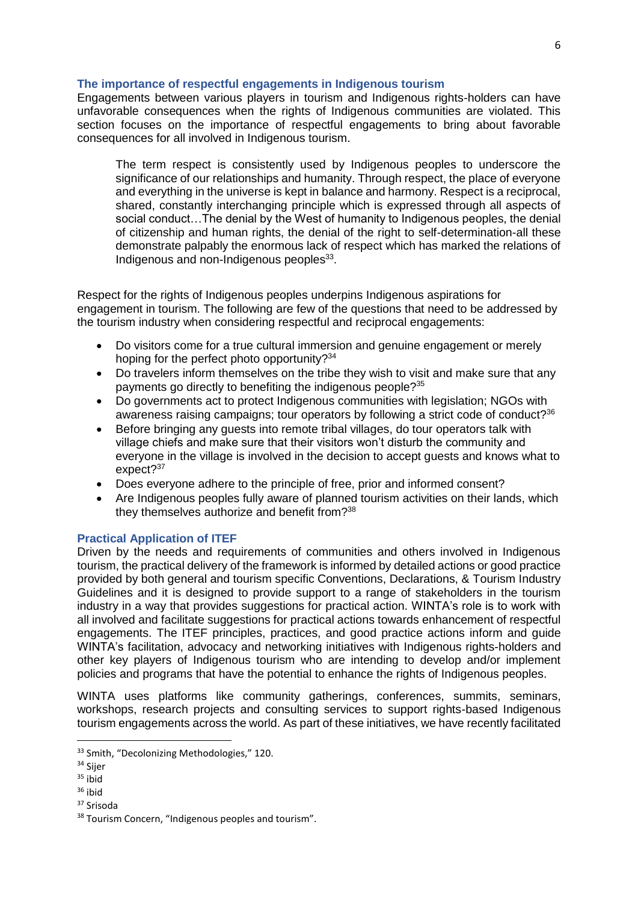### The importance of respectful engagements in Indigenous tourism

Engagements between various players in tourism and Indigenous rights-holders can have unfavorable consequences when the rights of Indigenous communities are violated. This section focuses on the importance of respectful engagements to bring about favorable consequences for all involved in Indigenous tourism.

> The term respect is consistently used by Indigenous peoples to underscore the significance of our relationships and humanity. Through respect, the place of everyone and everything in the universe is kept in balance and harmony. Respect is a reciprocal, shared, constantly interchanging principle which is expressed through all aspects of social conduct…The denial by the West of humanity to Indigenous peoples, the denial of citizenship and human rights, the denial of the right to self-determination-all these demonstrate palpably the enormous lack of respect which has marked the relations of Indigenous and non-Indigenous peoples[33].

Respect for the rights of Indigenous peoples underpins Indigenous aspirations for engagement in tourism. The following are few of the questions that need to be addressed by the tourism industry when considering respectful and reciprocal engagements:

- Do visitors come for a true cultural immersion and genuine engagement or merely hoping for the perfect photo opportunity?[34]
- Do travelers inform themselves on the tribe they wish to visit and make sure that any payments go directly to benefiting the indigenous people?[35]
- Do governments act to protect Indigenous communities with legislation; NGOs with awareness raising campaigns; tour operators by following a strict code of conduct?[36]
- Before bringing any guests into remote tribal villages, do tour operators talk with village chiefs and make sure that their visitors won't disturb the community and everyone in the village is involved in the decision to accept guests and knows what to expect?[37]
- Does everyone adhere to the principle of free, prior and informed consent?
- Are Indigenous peoples fully aware of planned tourism activities on their lands, which they themselves authorize and benefit from?[38]

### Practical Application of ITEF

Driven by the needs and requirements of communities and others involved in Indigenous tourism, the practical delivery of the framework is informed by detailed actions or good practice provided by both general and tourism specific Conventions, Declarations, & Tourism Industry Guidelines and it is designed to provide support to a range of stakeholders in the tourism industry in a way that provides suggestions for practical action. WINTA's role is to work with all involved and facilitate suggestions for practical actions towards enhancement of respectful engagements. The ITEF principles, practices, and good practice actions inform and guide WINTA's facilitation, advocacy and networking initiatives with Indigenous rights-holders and other key players of Indigenous tourism who are intending to develop and/or implement policies and programs that have the potential to enhance the rights of Indigenous peoples.

WINTA uses platforms like community gatherings, conferences, summits, seminars, workshops, research projects and consulting services to support rights-based Indigenous tourism engagements across the world. As part of these initiatives, we have recently facilitated

---

[33] Smith, "Decolonizing Methodologies," 120.

[34] Sijer

[35] ibid

[36] ibid

[37] Srisoda

[38] Tourism Concern, "Indigenous peoples and tourism".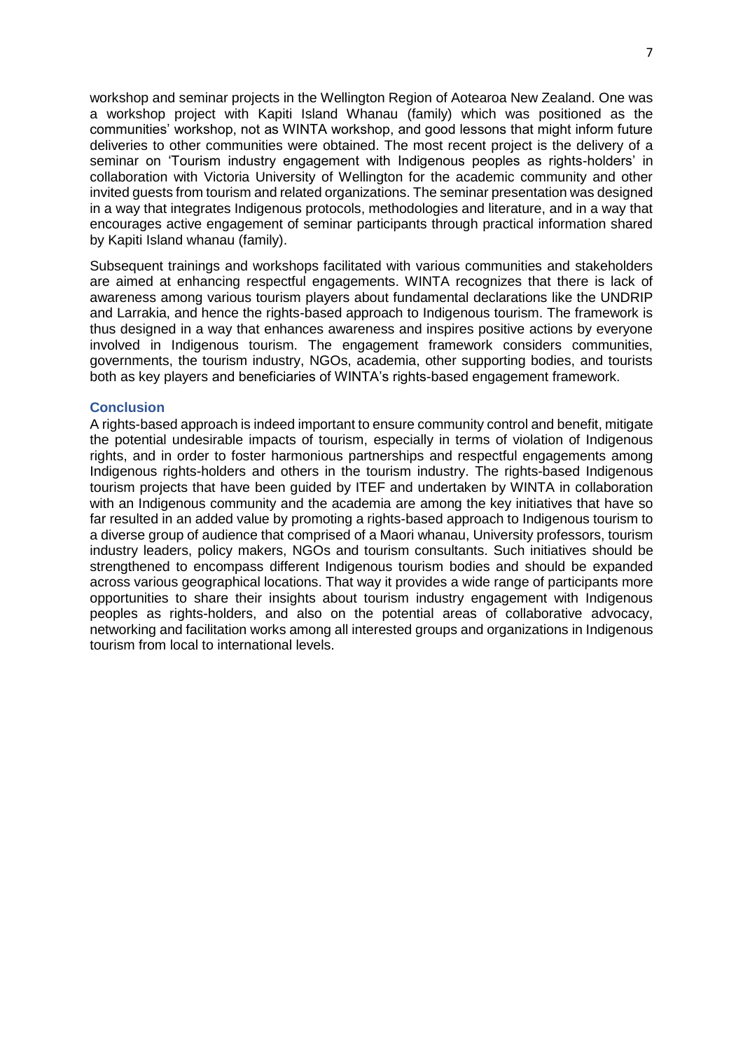workshop and seminar projects in the Wellington Region of Aotearoa New Zealand. One was a workshop project with Kapiti Island Whanau (family) which was positioned as the communities' workshop, not as WINTA workshop, and good lessons that might inform future deliveries to other communities were obtained. The most recent project is the delivery of a seminar on 'Tourism industry engagement with Indigenous peoples as rights-holders' in collaboration with Victoria University of Wellington for the academic community and other invited guests from tourism and related organizations. The seminar presentation was designed in a way that integrates Indigenous protocols, methodologies and literature, and in a way that encourages active engagement of seminar participants through practical information shared by Kapiti Island whanau (family).

Subsequent trainings and workshops facilitated with various communities and stakeholders are aimed at enhancing respectful engagements. WINTA recognizes that there is lack of awareness among various tourism players about fundamental declarations like the UNDRIP and Larrakia, and hence the rights-based approach to Indigenous tourism. The framework is thus designed in a way that enhances awareness and inspires positive actions by everyone involved in Indigenous tourism. The engagement framework considers communities, governments, the tourism industry, NGOs, academia, other supporting bodies, and tourists both as key players and beneficiaries of WINTA's rights-based engagement framework.

## Conclusion

A rights-based approach is indeed important to ensure community control and benefit, mitigate the potential undesirable impacts of tourism, especially in terms of violation of Indigenous rights, and in order to foster harmonious partnerships and respectful engagements among Indigenous rights-holders and others in the tourism industry. The rights-based Indigenous tourism projects that have been guided by ITEF and undertaken by WINTA in collaboration with an Indigenous community and the academia are among the key initiatives that have so far resulted in an added value by promoting a rights-based approach to Indigenous tourism to a diverse group of audience that comprised of a Maori whanau, University professors, tourism industry leaders, policy makers, NGOs and tourism consultants. Such initiatives should be strengthened to encompass different Indigenous tourism bodies and should be expanded across various geographical locations. That way it provides a wide range of participants more opportunities to share their insights about tourism industry engagement with Indigenous peoples as rights-holders, and also on the potential areas of collaborative advocacy, networking and facilitation works among all interested groups and organizations in Indigenous tourism from local to international levels.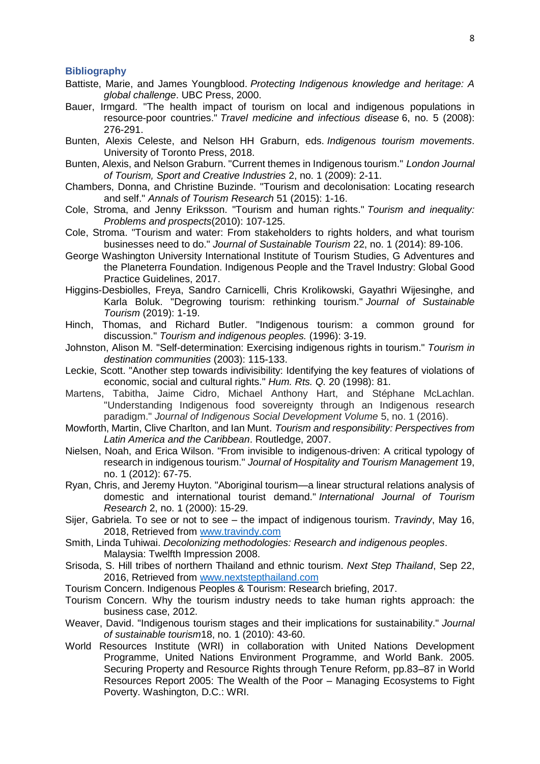## Bibliography

Battiste, Marie, and James Youngblood. *Protecting Indigenous knowledge and heritage: A global challenge*. UBC Press, 2000.

Bauer, Irmgard. "The health impact of tourism on local and indigenous populations in resource-poor countries." *Travel medicine and infectious disease* 6, no. 5 (2008): 276-291.

Bunten, Alexis Celeste, and Nelson HH Graburn, eds. *Indigenous tourism movements*. University of Toronto Press, 2018.

Bunten, Alexis, and Nelson Graburn. "Current themes in Indigenous tourism." *London Journal of Tourism, Sport and Creative Industries* 2, no. 1 (2009): 2-11.

Chambers, Donna, and Christine Buzinde. "Tourism and decolonisation: Locating research and self." *Annals of Tourism Research* 51 (2015): 1-16.

Cole, Stroma, and Jenny Eriksson. "Tourism and human rights." *Tourism and inequality: Problems and prospects*(2010): 107-125.

Cole, Stroma. "Tourism and water: From stakeholders to rights holders, and what tourism businesses need to do." *Journal of Sustainable Tourism* 22, no. 1 (2014): 89-106.

George Washington University International Institute of Tourism Studies, G Adventures and the Planeterra Foundation. Indigenous People and the Travel Industry: Global Good Practice Guidelines, 2017.

Higgins-Desbiolles, Freya, Sandro Carnicelli, Chris Krolikowski, Gayathri Wijesinghe, and Karla Boluk. "Degrowing tourism: rethinking tourism." *Journal of Sustainable Tourism* (2019): 1-19.

Hinch, Thomas, and Richard Butler. "Indigenous tourism: a common ground for discussion." *Tourism and indigenous peoples.* (1996): 3-19.

Johnston, Alison M. "Self-determination: Exercising indigenous rights in tourism." *Tourism in destination communities* (2003): 115-133.

Leckie, Scott. "Another step towards indivisibility: Identifying the key features of violations of economic, social and cultural rights." *Hum. Rts. Q.* 20 (1998): 81.

Martens, Tabitha, Jaime Cidro, Michael Anthony Hart, and Stéphane McLachlan. "Understanding Indigenous food sovereignty through an Indigenous research paradigm." *Journal of Indigenous Social Development Volume* 5, no. 1 (2016).

Mowforth, Martin, Clive Charlton, and Ian Munt. *Tourism and responsibility: Perspectives from Latin America and the Caribbean*. Routledge, 2007.

Nielsen, Noah, and Erica Wilson. "From invisible to indigenous-driven: A critical typology of research in indigenous tourism." *Journal of Hospitality and Tourism Management* 19, no. 1 (2012): 67-75.

Ryan, Chris, and Jeremy Huyton. "Aboriginal tourism—a linear structural relations analysis of domestic and international tourist demand." *International Journal of Tourism Research* 2, no. 1 (2000): 15-29.

Sijer, Gabriela. To see or not to see – the impact of indigenous tourism. *Travindy*, May 16, 2018, Retrieved from www.travindy.com

Smith, Linda Tuhiwai. *Decolonizing methodologies: Research and indigenous peoples*. Malaysia: Twelfth Impression 2008.

Srisoda, S. Hill tribes of northern Thailand and ethnic tourism. *Next Step Thailand*, Sep 22, 2016, Retrieved from www.nextstepthailand.com

Tourism Concern. Indigenous Peoples & Tourism: Research briefing, 2017.

Tourism Concern. Why the tourism industry needs to take human rights approach: the business case, 2012.

Weaver, David. "Indigenous tourism stages and their implications for sustainability." *Journal of sustainable tourism*18, no. 1 (2010): 43-60.

World Resources Institute (WRI) in collaboration with United Nations Development Programme, United Nations Environment Programme, and World Bank. 2005. Securing Property and Resource Rights through Tenure Reform, pp.83–87 in World Resources Report 2005: The Wealth of the Poor – Managing Ecosystems to Fight Poverty. Washington, D.C.: WRI.